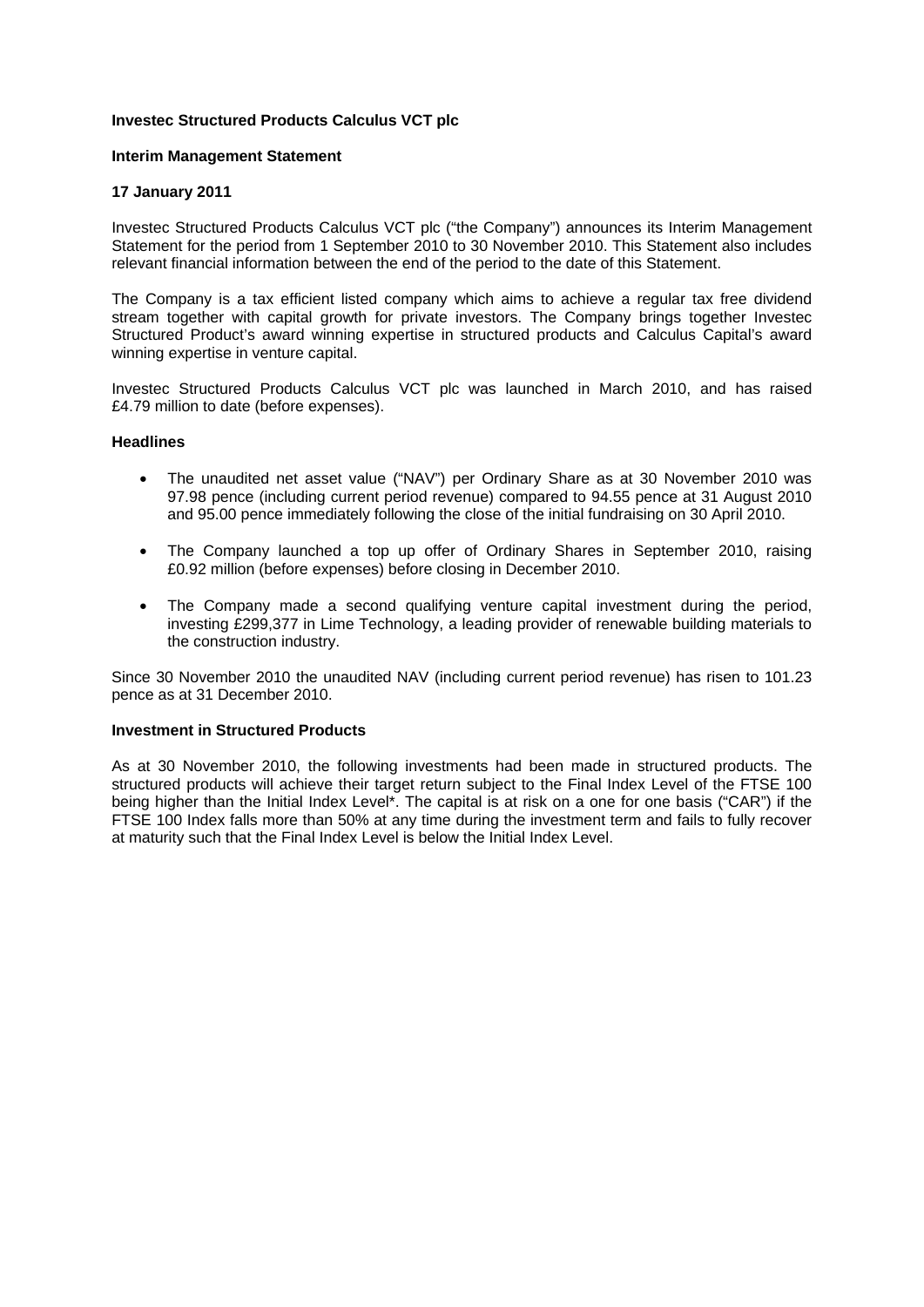**Investec Structured Products Calculus VCT plc**

**Interim Management Statement**

**17 January 2011**

Investec Structured Products Calculus VCT plc ("the Company") announces its Interim Management Statement for the period from 1 September 2010 to 30 November 2010. This Statement also includes relevant financial information between the end of the period to the date of this Statement.

The Company is a tax efficient listed company which aims to achieve a regular tax free dividend stream together with capital growth for private investors. The Company brings together Investec Structured Product's award winning expertise in structured products and Calculus Capital's award winning expertise in venture capital.

Investec Structured Products Calculus VCT plc was launched in March 2010, and has raised £4.79 million to date (before expenses).

**Headlines**

- The unaudited net asset value ("NAV") per Ordinary Share as at 30 November 2010 was 97.98 pence (including current period revenue) compared to 94.55 pence at 31 August 2010 and 95.00 pence immediately following the close of the initial fundraising on 30 April 2010.
- The Company launched a top up offer of Ordinary Shares in September 2010, raising £0.92 million (before expenses) before closing in December 2010.
- The Company made a second qualifying venture capital investment during the period, investing £299,377 in Lime Technology, a leading provider of renewable building materials to the construction industry.

Since 30 November 2010 the unaudited NAV (including current period revenue) has risen to 101.23 pence as at 31 December 2010.

**Investment in Structured Products**

As at 30 November 2010, the following investments had been made in structured products. The structured products will achieve their target return subject to the Final Index Level of the FTSE 100 being higher than the Initial Index Level*. The capital is at risk on a one for one basis ("CAR") if the FTSE 100 Index falls more than 50% at any time during the investment term and fails to fully recover at maturity such that the Final Index Level is below the Initial Index Level.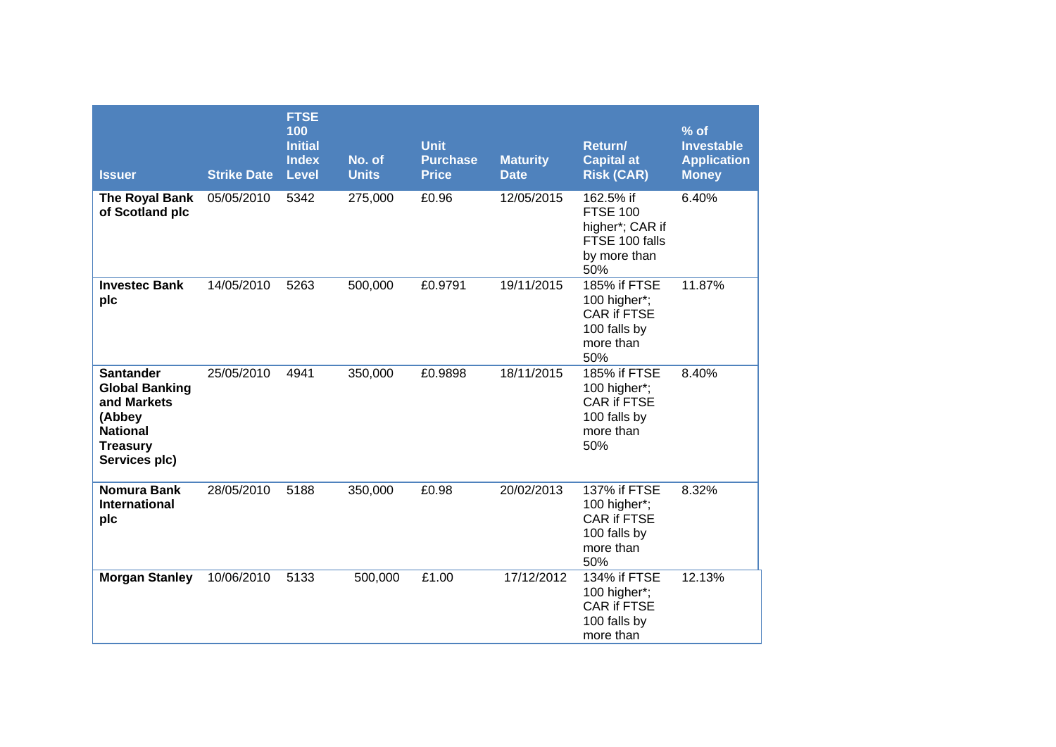| Issuer | Strike Date | FTSE 100 Initial Index Level | No. of Units | Unit Purchase Price | Maturity Date | Return/ Capital at Risk (CAR) | % of Investable Application Money |
|---|---|---|---|---|---|---|---|
| **The Royal Bank of Scotland plc** | 05/05/2010 | 5342 | 275,000 | £0.96 | 12/05/2015 | 162.5% if FTSE 100 higher*; CAR if FTSE 100 falls by more than 50% | 6.40% |
| **Investec Bank plc** | 14/05/2010 | 5263 | 500,000 | £0.9791 | 19/11/2015 | 185% if FTSE 100 higher*; CAR if FTSE 100 falls by more than 50% | 11.87% |
| **Santander Global Banking and Markets (Abbey National Treasury Services plc)** | 25/05/2010 | 4941 | 350,000 | £0.9898 | 18/11/2015 | 185% if FTSE 100 higher*; CAR if FTSE 100 falls by more than 50% | 8.40% |
| **Nomura Bank International plc** | 28/05/2010 | 5188 | 350,000 | £0.98 | 20/02/2013 | 137% if FTSE 100 higher*; CAR if FTSE 100 falls by more than 50% | 8.32% |
| **Morgan Stanley** | 10/06/2010 | 5133 | 500,000 | £1.00 | 17/12/2012 | 134% if FTSE 100 higher*; CAR if FTSE 100 falls by more than | 12.13% |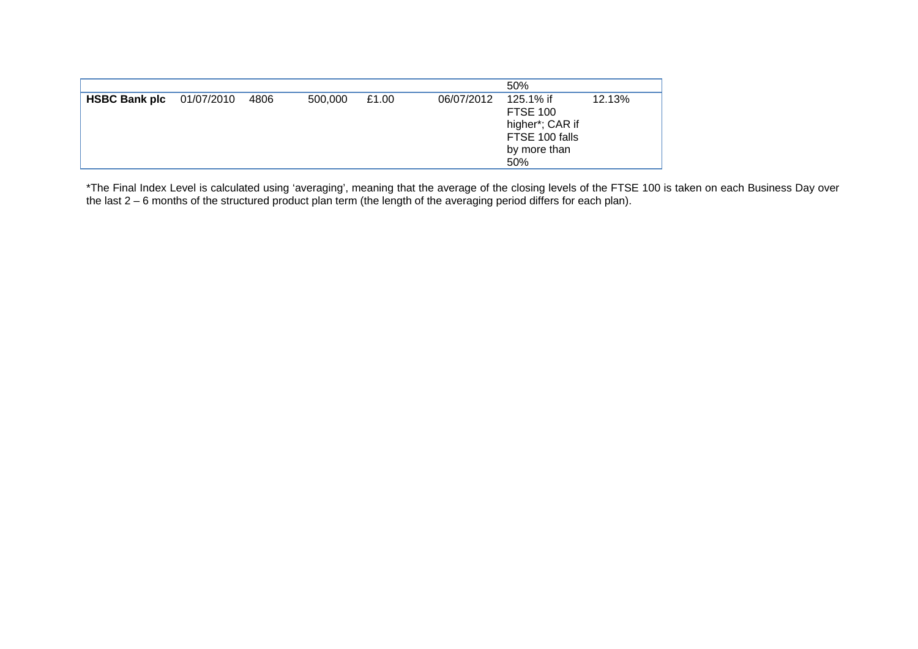| | | | | | | | |
|---|---|---|---|---|---|---|---|
| | | | | | | 50% | |
| **HSBC Bank plc** | 01/07/2010 | 4806 | 500,000 | £1.00 | 06/07/2012 | 125.1% if FTSE 100 higher*; CAR if FTSE 100 falls by more than 50% | 12.13% |

*The Final Index Level is calculated using 'averaging', meaning that the average of the closing levels of the FTSE 100 is taken on each Business Day over the last 2 – 6 months of the structured product plan term (the length of the averaging period differs for each plan).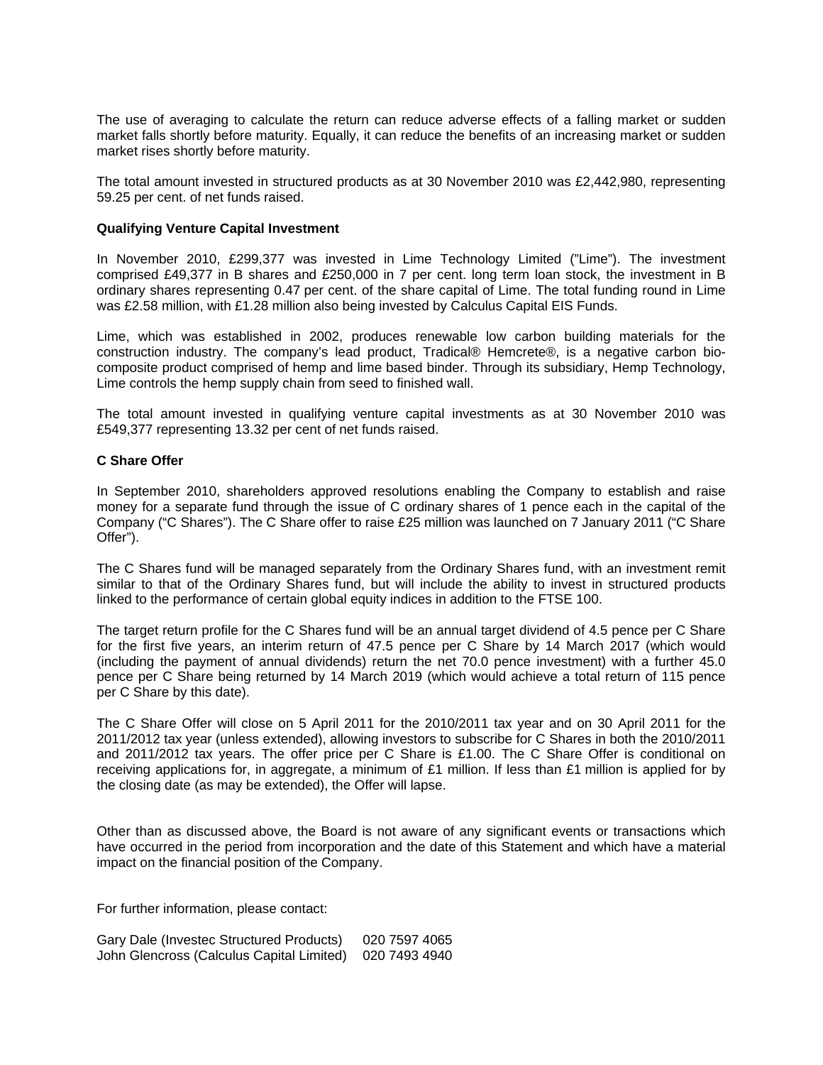The use of averaging to calculate the return can reduce adverse effects of a falling market or sudden market falls shortly before maturity. Equally, it can reduce the benefits of an increasing market or sudden market rises shortly before maturity.

The total amount invested in structured products as at 30 November 2010 was £2,442,980, representing 59.25 per cent. of net funds raised.

**Qualifying Venture Capital Investment**

In November 2010, £299,377 was invested in Lime Technology Limited ("Lime"). The investment comprised £49,377 in B shares and £250,000 in 7 per cent. long term loan stock, the investment in B ordinary shares representing 0.47 per cent. of the share capital of Lime. The total funding round in Lime was £2.58 million, with £1.28 million also being invested by Calculus Capital EIS Funds.

Lime, which was established in 2002, produces renewable low carbon building materials for the construction industry. The company's lead product, Tradical® Hemcrete®, is a negative carbon bio-composite product comprised of hemp and lime based binder. Through its subsidiary, Hemp Technology, Lime controls the hemp supply chain from seed to finished wall.

The total amount invested in qualifying venture capital investments as at 30 November 2010 was £549,377 representing 13.32 per cent of net funds raised.

**C Share Offer**

In September 2010, shareholders approved resolutions enabling the Company to establish and raise money for a separate fund through the issue of C ordinary shares of 1 pence each in the capital of the Company ("C Shares"). The C Share offer to raise £25 million was launched on 7 January 2011 ("C Share Offer").

The C Shares fund will be managed separately from the Ordinary Shares fund, with an investment remit similar to that of the Ordinary Shares fund, but will include the ability to invest in structured products linked to the performance of certain global equity indices in addition to the FTSE 100.

The target return profile for the C Shares fund will be an annual target dividend of 4.5 pence per C Share for the first five years, an interim return of 47.5 pence per C Share by 14 March 2017 (which would (including the payment of annual dividends) return the net 70.0 pence investment) with a further 45.0 pence per C Share being returned by 14 March 2019 (which would achieve a total return of 115 pence per C Share by this date).

The C Share Offer will close on 5 April 2011 for the 2010/2011 tax year and on 30 April 2011 for the 2011/2012 tax year (unless extended), allowing investors to subscribe for C Shares in both the 2010/2011 and 2011/2012 tax years. The offer price per C Share is £1.00. The C Share Offer is conditional on receiving applications for, in aggregate, a minimum of £1 million. If less than £1 million is applied for by the closing date (as may be extended), the Offer will lapse.

Other than as discussed above, the Board is not aware of any significant events or transactions which have occurred in the period from incorporation and the date of this Statement and which have a material impact on the financial position of the Company.

For further information, please contact:

Gary Dale (Investec Structured Products) 020 7597 4065
John Glencross (Calculus Capital Limited) 020 7493 4940